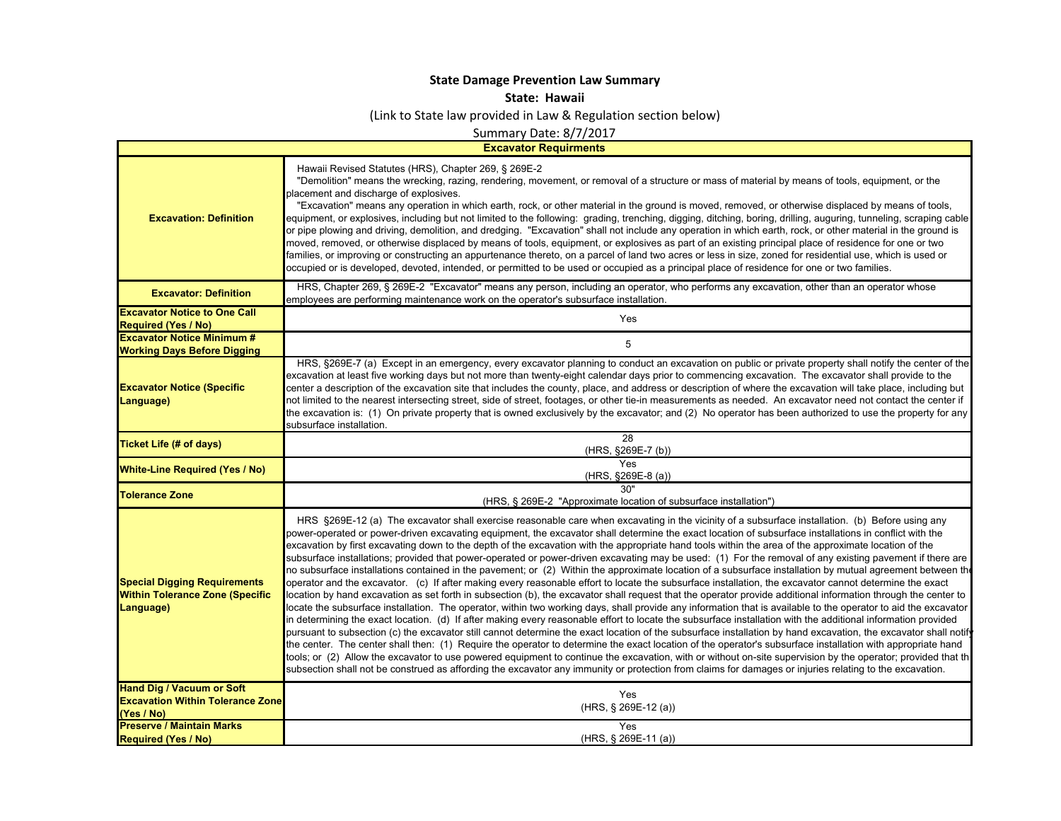**State Damage Prevention Law Summary**

**State: Hawaii**

(Link to State law provided in Law & Regulation section below)

Summary Date: 8/7/2017

| **Excavator Requirments** | |
|---|---|
| **Excavation: Definition** | Hawaii Revised Statutes (HRS), Chapter 269, § 269E-2<br>"Demolition" means the wrecking, razing, rendering, movement, or removal of a structure or mass of material by means of tools, equipment, or the placement and discharge of explosives.<br>"Excavation" means any operation in which earth, rock, or other material in the ground is moved, removed, or otherwise displaced by means of tools, equipment, or explosives, including but not limited to the following: grading, trenching, digging, ditching, boring, drilling, auguring, tunneling, scraping cable or pipe plowing and driving, demolition, and dredging. "Excavation" shall not include any operation in which earth, rock, or other material in the ground is moved, removed, or otherwise displaced by means of tools, equipment, or explosives as part of an existing principal place of residence for one or two families, or improving or constructing an appurtenance thereto, on a parcel of land two acres or less in size, zoned for residential use, which is used or occupied or is developed, devoted, intended, or permitted to be used or occupied as a principal place of residence for one or two families. |
| **Excavator: Definition** | HRS, Chapter 269, § 269E-2 "Excavator" means any person, including an operator, who performs any excavation, other than an operator whose employees are performing maintenance work on the operator's subsurface installation. |
| **Excavator Notice to One Call Required (Yes / No)** | Yes |
| **Excavator Notice Minimum # Working Days Before Digging** | 5 |
| **Excavator Notice (Specific Language)** | HRS, §269E-7 (a) Except in an emergency, every excavator planning to conduct an excavation on public or private property shall notify the center of the excavation at least five working days but not more than twenty-eight calendar days prior to commencing excavation. The excavator shall provide to the center a description of the excavation site that includes the county, place, and address or description of where the excavation will take place, including but not limited to the nearest intersecting street, side of street, footages, or other tie-in measurements as needed. An excavator need not contact the center if the excavation is: (1) On private property that is owned exclusively by the excavator; and (2) No operator has been authorized to use the property for any subsurface installation. |
| **Ticket Life (# of days)** | 28<br>(HRS, §269E-7 (b)) |
| **White-Line Required (Yes / No)** | Yes<br>(HRS, §269E-8 (a)) |
| **Tolerance Zone** | 30"<br>(HRS, § 269E-2 "Approximate location of subsurface installation") |
| **Special Digging Requirements Within Tolerance Zone (Specific Language)** | HRS §269E-12 (a) The excavator shall exercise reasonable care when excavating in the vicinity of a subsurface installation. (b) Before using any power-operated or power-driven excavating equipment, the excavator shall determine the exact location of subsurface installations in conflict with the excavation by first excavating down to the depth of the excavation with the appropriate hand tools within the area of the approximate location of the subsurface installations; provided that power-operated or power-driven excavating equipment may be used: (1) For the removal of any existing pavement if there are no subsurface installations contained in the pavement; or (2) Within the approximate location of a subsurface installation by mutual agreement between the operator and the excavator. (c) If after making every reasonable effort to locate the subsurface installation, the excavator cannot determine the exact location by hand excavation as set forth in subsection (b), the excavator shall request that the operator provide additional information through the center to locate the subsurface installation. The operator, within two working days, shall provide any information that is available to the operator to aid the excavator in determining the exact location. (d) If after making every reasonable effort to locate the subsurface installation with the additional information provided pursuant to subsection (c) the excavator still cannot determine the exact location of the subsurface installation by hand excavation, the excavator shall notify the center. The center shall then: (1) Require the operator to determine the exact location of the operator's subsurface installation with appropriate hand tools; or (2) Allow the excavator to use powered equipment to continue the excavation, with or without on-site supervision by the operator; provided that this subsection shall not be construed as affording the excavator any immunity or protection from claims for damages or injuries relating to the excavation. |
| **Hand Dig / Vacuum or Soft Excavation Within Tolerance Zone (Yes / No)** | Yes<br>(HRS, § 269E-12 (a)) |
| **Preserve / Maintain Marks Required (Yes / No)** | Yes<br>(HRS, § 269E-11 (a)) |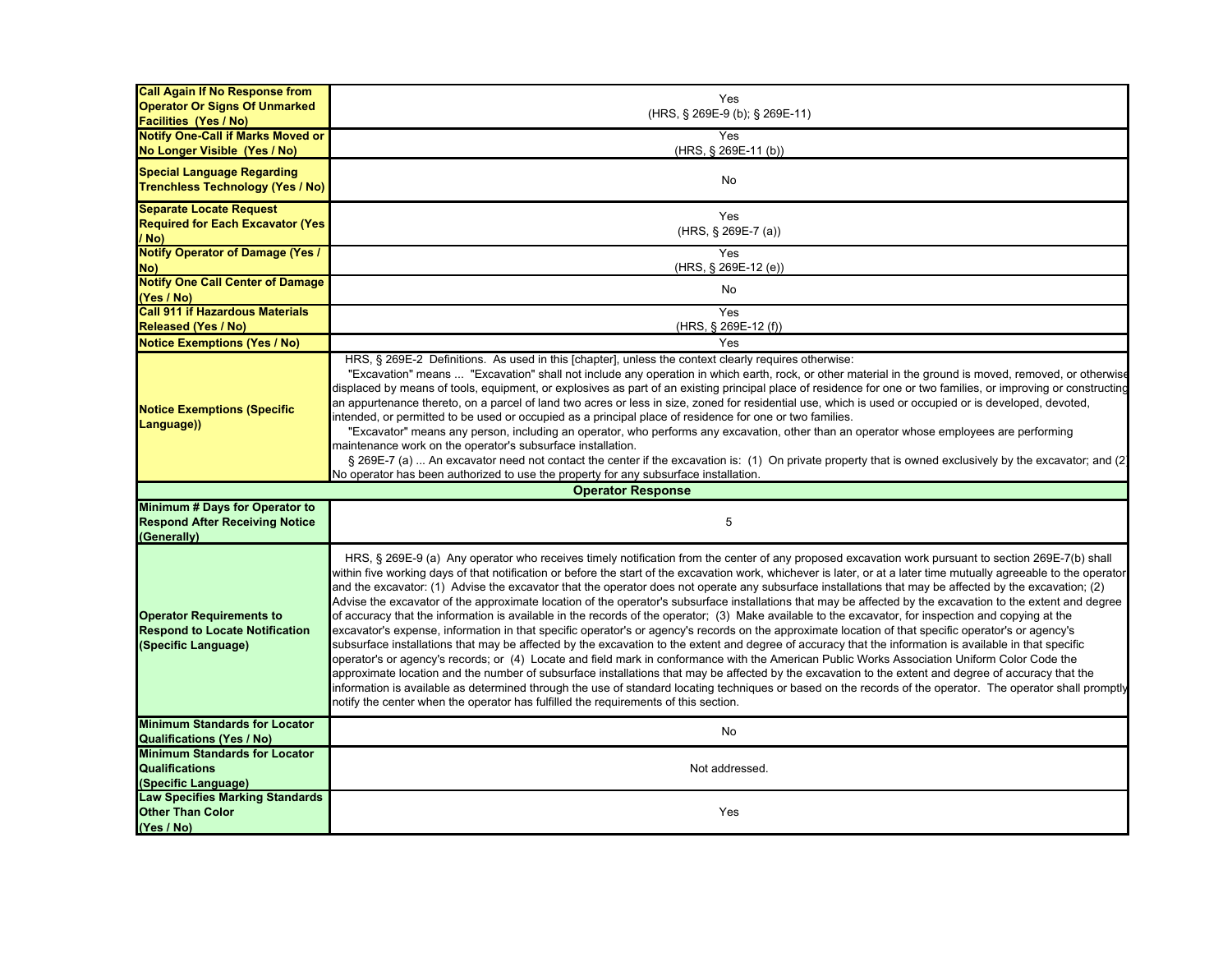| | |
|---|---|
| **Call Again If No Response from Operator Or Signs Of Unmarked Facilities (Yes / No)** | Yes (HRS, § 269E-9 (b); § 269E-11) |
| **Notify One-Call if Marks Moved or No Longer Visible (Yes / No)** | Yes (HRS, § 269E-11 (b)) |
| **Special Language Regarding Trenchless Technology (Yes / No)** | No |
| **Separate Locate Request Required for Each Excavator (Yes / No)** | Yes (HRS, § 269E-7 (a)) |
| **Notify Operator of Damage (Yes / No)** | Yes (HRS, § 269E-12 (e)) |
| **Notify One Call Center of Damage (Yes / No)** | No |
| **Call 911 if Hazardous Materials Released (Yes / No)** | Yes (HRS, § 269E-12 (f)) |
| **Notice Exemptions (Yes / No)** | Yes |
| **Notice Exemptions (Specific Language))** | HRS, § 269E-2 Definitions. As used in this [chapter], unless the context clearly requires otherwise: "Excavation" means ... "Excavation" shall not include any operation in which earth, rock, or other material in the ground is moved, removed, or otherwise displaced by means of tools, equipment, or explosives as part of an existing principal place of residence for one or two families, or improving or constructing an appurtenance thereto, on a parcel of land two acres or less in size, zoned for residential use, which is used or occupied or is developed, devoted, intended, or permitted to be used or occupied as a principal place of residence for one or two families. "Excavator" means any person, including an operator, who performs any excavation, other than an operator whose employees are performing maintenance work on the operator's subsurface installation. § 269E-7 (a) ... An excavator need not contact the center if the excavation is: (1) On private property that is owned exclusively by the excavator; and (2) No operator has been authorized to use the property for any subsurface installation. |
| **Operator Response** | |
| **Minimum # Days for Operator to Respond After Receiving Notice (Generally)** | 5 |
| **Operator Requirements to Respond to Locate Notification (Specific Language)** | HRS, § 269E-9 (a) Any operator who receives timely notification from the center of any proposed excavation work pursuant to section 269E-7(b) shall within five working days of that notification or before the start of the excavation work, whichever is later, or at a later time mutually agreeable to the operator and the excavator: (1) Advise the excavator that the operator does not operate any subsurface installations that may be affected by the excavation; (2) Advise the excavator of the approximate location of the operator's subsurface installations that may be affected by the excavation to the extent and degree of accuracy that the information is available in the records of the operator; (3) Make available to the excavator, for inspection and copying at the excavator's expense, information in that specific operator's or agency's records on the approximate location of that specific operator's or agency's subsurface installations that may be affected by the excavation to the extent and degree of accuracy that the information is available in that specific operator's or agency's records; or (4) Locate and field mark in conformance with the American Public Works Association Uniform Color Code the approximate location and the number of subsurface installations that may be affected by the excavation to the extent and degree of accuracy that the information is available as determined through the use of standard locating techniques or based on the records of the operator. The operator shall promptly notify the center when the operator has fulfilled the requirements of this section. |
| **Minimum Standards for Locator Qualifications (Yes / No)** | No |
| **Minimum Standards for Locator Qualifications (Specific Language)** | Not addressed. |
| **Law Specifies Marking Standards Other Than Color (Yes / No)** | Yes |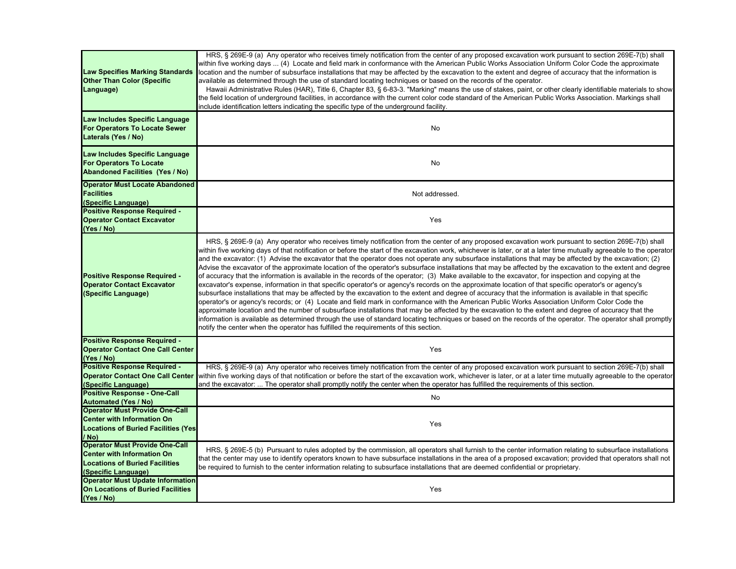| | |
|---|---|
| **Law Specifies Marking Standards Other Than Color (Specific Language)** | HRS, § 269E-9 (a) Any operator who receives timely notification from the center of any proposed excavation work pursuant to section 269E-7(b) shall within five working days ... (4) Locate and field mark in conformance with the American Public Works Association Uniform Color Code the approximate location and the number of subsurface installations that may be affected by the excavation to the extent and degree of accuracy that the information is available as determined through the use of standard locating techniques or based on the records of the operator. Hawaii Administrative Rules (HAR), Title 6, Chapter 83, § 6-83-3. "Marking" means the use of stakes, paint, or other clearly identifiable materials to show the field location of underground facilities, in accordance with the current color code standard of the American Public Works Association. Markings shall include identification letters indicating the specific type of the underground facility. |
| **Law Includes Specific Language For Operators To Locate Sewer Laterals (Yes / No)** | No |
| **Law Includes Specific Language For Operators To Locate Abandoned Facilities (Yes / No)** | No |
| **Operator Must Locate Abandoned Facilities (Specific Language)** | Not addressed. |
| **Positive Response Required - Operator Contact Excavator (Yes / No)** | Yes |
| **Positive Response Required - Operator Contact Excavator (Specific Language)** | HRS, § 269E-9 (a) Any operator who receives timely notification from the center of any proposed excavation work pursuant to section 269E-7(b) shall within five working days of that notification or before the start of the excavation work, whichever is later, or at a later time mutually agreeable to the operator and the excavator: (1) Advise the excavator that the operator does not operate any subsurface installations that may be affected by the excavation; (2) Advise the excavator of the approximate location of the operator's subsurface installations that may be affected by the excavation to the extent and degree of accuracy that the information is available in the records of the operator; (3) Make available to the excavator, for inspection and copying at the excavator's expense, information in that specific operator's or agency's records on the approximate location of that specific operator's or agency's subsurface installations that may be affected by the excavation to the extent and degree of accuracy that the information is available in that specific operator's or agency's records; or (4) Locate and field mark in conformance with the American Public Works Association Uniform Color Code the approximate location and the number of subsurface installations that may be affected by the excavation to the extent and degree of accuracy that the information is available as determined through the use of standard locating techniques or based on the records of the operator. The operator shall promptly notify the center when the operator has fulfilled the requirements of this section. |
| **Positive Response Required - Operator Contact One Call Center (Yes / No)** | Yes |
| **Positive Response Required - Operator Contact One Call Center (Specific Language)** | HRS, § 269E-9 (a) Any operator who receives timely notification from the center of any proposed excavation work pursuant to section 269E-7(b) shall within five working days of that notification or before the start of the excavation work, whichever is later, or at a later time mutually agreeable to the operator and the excavator: ... The operator shall promptly notify the center when the operator has fulfilled the requirements of this section. |
| **Positive Response - One-Call Automated (Yes / No)** | No |
| **Operator Must Provide One-Call Center with Information On Locations of Buried Facilities (Yes / No)** | Yes |
| **Operator Must Provide One-Call Center with Information On Locations of Buried Facilities (Specific Language)** | HRS, § 269E-5 (b) Pursuant to rules adopted by the commission, all operators shall furnish to the center information relating to subsurface installations that the center may use to identify operators known to have subsurface installations in the area of a proposed excavation; provided that operators shall not be required to furnish to the center information relating to subsurface installations that are deemed confidential or proprietary. |
| **Operator Must Update Information On Locations of Buried Facilities (Yes / No)** | Yes |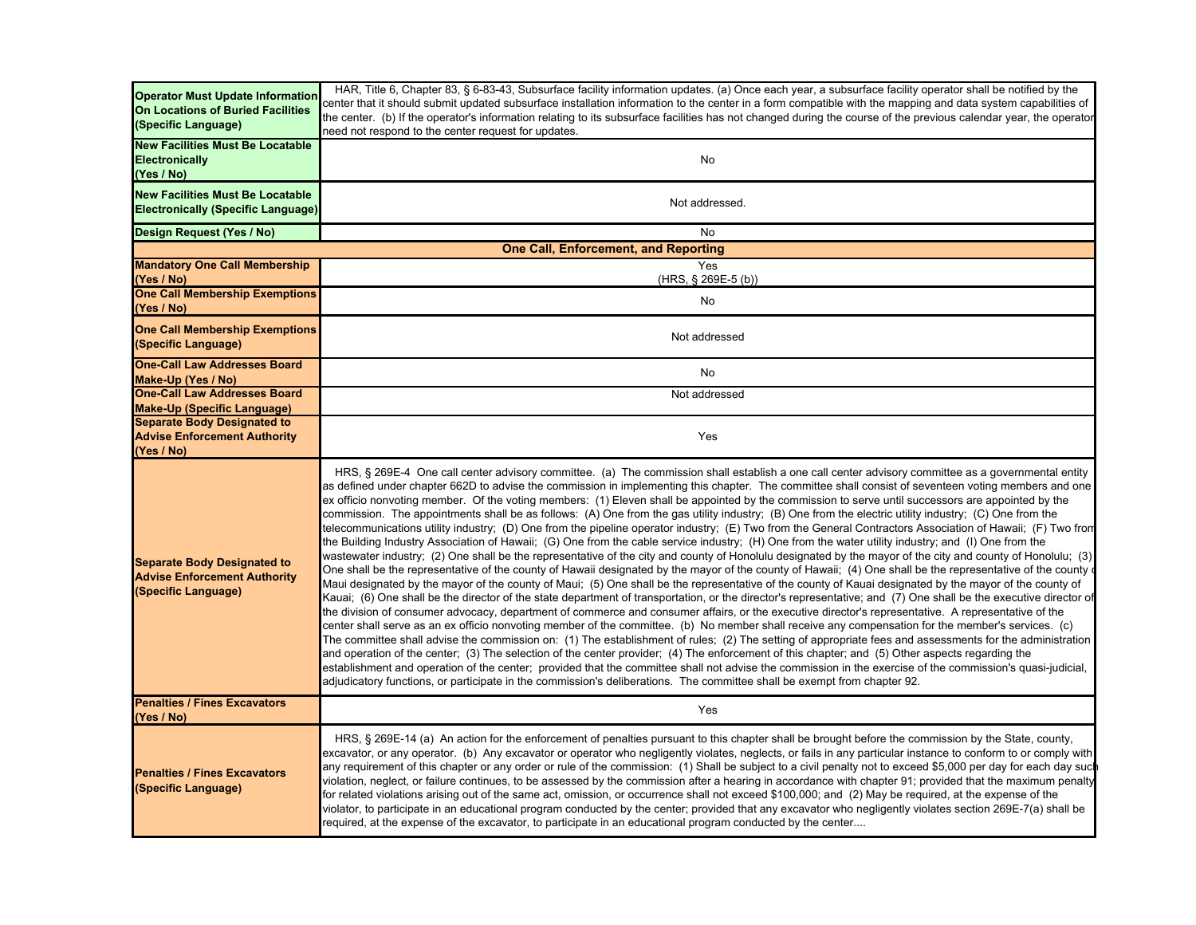| | |
|---|---|
| **Operator Must Update Information On Locations of Buried Facilities (Specific Language)** | HAR, Title 6, Chapter 83, § 6-83-43, Subsurface facility information updates. (a) Once each year, a subsurface facility operator shall be notified by the center that it should submit updated subsurface installation information to the center in a form compatible with the mapping and data system capabilities of the center. (b) If the operator's information relating to its subsurface facilities has not changed during the course of the previous calendar year, the operator need not respond to the center request for updates. |
| **New Facilities Must Be Locatable Electronically (Yes / No)** | No |
| **New Facilities Must Be Locatable Electronically (Specific Language)** | Not addressed. |
| **Design Request (Yes / No)** | No |
| **One Call, Enforcement, and Reporting** | |
| **Mandatory One Call Membership (Yes / No)** | Yes (HRS, § 269E-5 (b)) |
| **One Call Membership Exemptions (Yes / No)** | No |
| **One Call Membership Exemptions (Specific Language)** | Not addressed |
| **One-Call Law Addresses Board Make-Up (Yes / No)** | No |
| **One-Call Law Addresses Board Make-Up (Specific Language)** | Not addressed |
| **Separate Body Designated to Advise Enforcement Authority (Yes / No)** | Yes |
| **Separate Body Designated to Advise Enforcement Authority (Specific Language)** | HRS, § 269E-4 One call center advisory committee. (a) The commission shall establish a one call center advisory committee as a governmental entity as defined under chapter 662D to advise the commission in implementing this chapter. The committee shall consist of seventeen voting members and one ex officio nonvoting member. Of the voting members: (1) Eleven shall be appointed by the commission to serve until successors are appointed by the commission. The appointments shall be as follows: (A) One from the gas utility industry; (B) One from the electric utility industry; (C) One from the telecommunications utility industry; (D) One from the pipeline operator industry; (E) Two from the General Contractors Association of Hawaii; (F) Two from the Building Industry Association of Hawaii; (G) One from the cable service industry; (H) One from the water utility industry; and (I) One from the wastewater industry; (2) One shall be the representative of the city and county of Honolulu designated by the mayor of the city and county of Honolulu; (3) One shall be the representative of the county of Hawaii designated by the mayor of the county of Hawaii; (4) One shall be the representative of the county of Maui designated by the mayor of the county of Maui; (5) One shall be the representative of the county of Kauai designated by the mayor of the county of Kauai; (6) One shall be the director of the state department of transportation, or the director's representative; and (7) One shall be the executive director of the division of consumer advocacy, department of commerce and consumer affairs, or the executive director's representative. A representative of the center shall serve as an ex officio nonvoting member of the committee. (b) No member shall receive any compensation for the member's services. (c) The committee shall advise the commission on: (1) The establishment of rules; (2) The setting of appropriate fees and assessments for the administration and operation of the center; (3) The selection of the center provider; (4) The enforcement of this chapter; and (5) Other aspects regarding the establishment and operation of the center; provided that the committee shall not advise the commission in the exercise of the commission's quasi-judicial, adjudicatory functions, or participate in the commission's deliberations. The committee shall be exempt from chapter 92. |
| **Penalties / Fines Excavators (Yes / No)** | Yes |
| **Penalties / Fines Excavators (Specific Language)** | HRS, § 269E-14 (a) An action for the enforcement of penalties pursuant to this chapter shall be brought before the commission by the State, county, excavator, or any operator. (b) Any excavator or operator who negligently violates, neglects, or fails in any particular instance to conform to or comply with any requirement of this chapter or any order or rule of the commission: (1) Shall be subject to a civil penalty not to exceed $5,000 per day for each day such violation, neglect, or failure continues, to be assessed by the commission after a hearing in accordance with chapter 91; provided that the maximum penalty for related violations arising out of the same act, omission, or occurrence shall not exceed $100,000; and (2) May be required, at the expense of the violator, to participate in an educational program conducted by the center; provided that any excavator who negligently violates section 269E-7(a) shall be required, at the expense of the excavator, to participate in an educational program conducted by the center.... |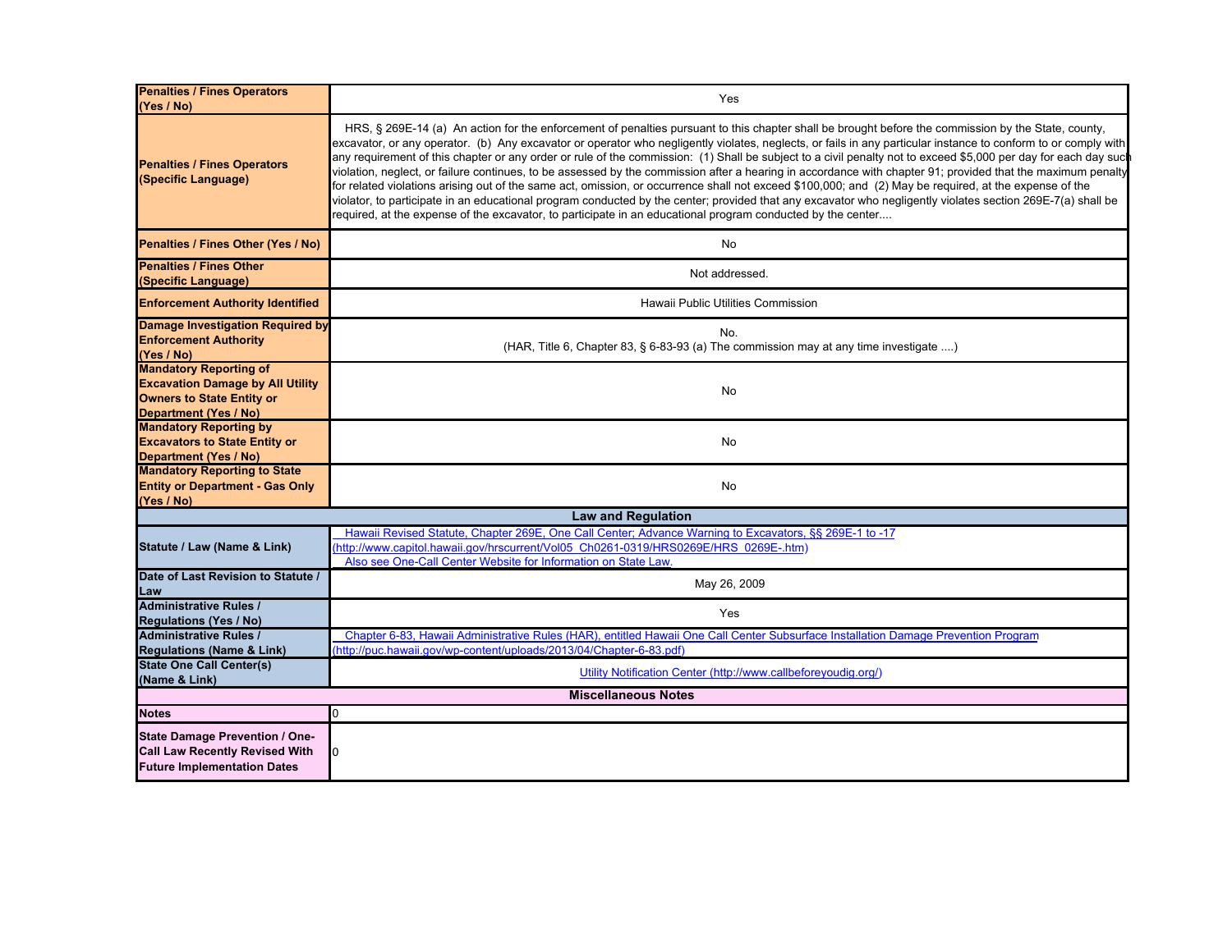| | |
|---|---|
| **Penalties / Fines Operators (Yes / No)** | Yes |
| **Penalties / Fines Operators (Specific Language)** | HRS, § 269E-14 (a) An action for the enforcement of penalties pursuant to this chapter shall be brought before the commission by the State, county, excavator, or any operator. (b) Any excavator or operator who negligently violates, neglects, or fails in any particular instance to conform to or comply with any requirement of this chapter or any order or rule of the commission: (1) Shall be subject to a civil penalty not to exceed $5,000 per day for each day such violation, neglect, or failure continues, to be assessed by the commission after a hearing in accordance with chapter 91; provided that the maximum penalty for related violations arising out of the same act, omission, or occurrence shall not exceed $100,000; and (2) May be required, at the expense of the violator, to participate in an educational program conducted by the center; provided that any excavator who negligently violates section 269E-7(a) shall be required, at the expense of the excavator, to participate in an educational program conducted by the center.... |
| **Penalties / Fines Other (Yes / No)** | No |
| **Penalties / Fines Other (Specific Language)** | Not addressed. |
| **Enforcement Authority Identified** | Hawaii Public Utilities Commission |
| **Damage Investigation Required by Enforcement Authority (Yes / No)** | No. (HAR, Title 6, Chapter 83, § 6-83-93 (a) The commission may at any time investigate ....) |
| **Mandatory Reporting of Excavation Damage by All Utility Owners to State Entity or Department (Yes / No)** | No |
| **Mandatory Reporting by Excavators to State Entity or Department (Yes / No)** | No |
| **Mandatory Reporting to State Entity or Department - Gas Only (Yes / No)** | No |
| **Law and Regulation** | |
| **Statute / Law (Name & Link)** | Hawaii Revised Statute, Chapter 269E, One Call Center; Advance Warning to Excavators, §§ 269E-1 to -17 (http://www.capitol.hawaii.gov/hrscurrent/Vol05_Ch0261-0319/HRS0269E/HRS_0269E-.htm) Also see One-Call Center Website for Information on State Law. |
| **Date of Last Revision to Statute / Law** | May 26, 2009 |
| **Administrative Rules / Regulations (Yes / No)** | Yes |
| **Administrative Rules / Regulations (Name & Link)** | Chapter 6-83, Hawaii Administrative Rules (HAR), entitled Hawaii One Call Center Subsurface Installation Damage Prevention Program (http://puc.hawaii.gov/wp-content/uploads/2013/04/Chapter-6-83.pdf) |
| **State One Call Center(s) (Name & Link)** | Utility Notification Center (http://www.callbeforeyoudig.org/) |
| **Miscellaneous Notes** | |
| **Notes** | 0 |
| **State Damage Prevention / One-Call Law Recently Revised With Future Implementation Dates** | 0 |